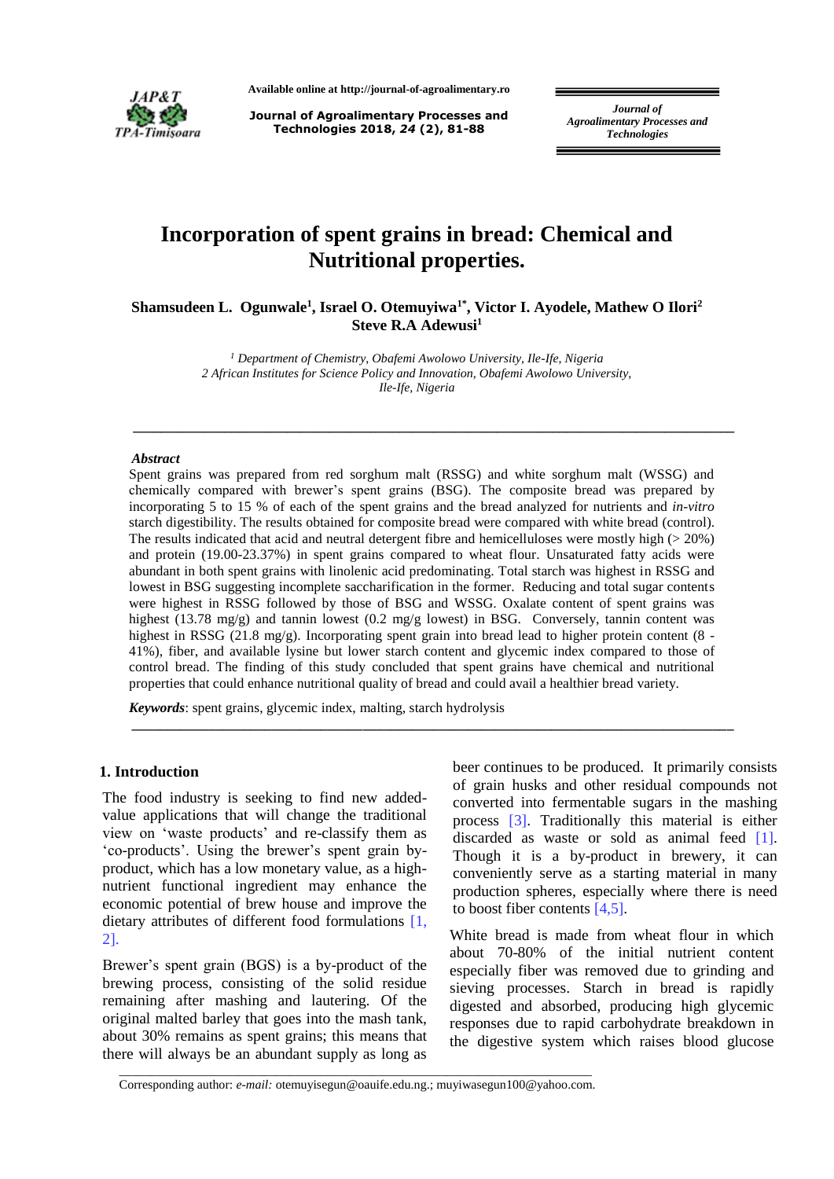# Incorporation of spent grains in bread: Chemical and Nutritional properties.

**Shamsudeen L. Ogunwale[1], Israel O. Otemuyiwa[1*], Victor I. Ayodele, Mathew O Ilori[2] Steve R.A Adewusi[1]**

*[1] Department of Chemistry, Obafemi Awolowo University, Ile-Ife, Nigeria*
*2 African Institutes for Science Policy and Innovation, Obafemi Awolowo University, Ile-Ife, Nigeria*

---

***Abstract***

Spent grains was prepared from red sorghum malt (RSSG) and white sorghum malt (WSSG) and chemically compared with brewer's spent grains (BSG). The composite bread was prepared by incorporating 5 to 15 % of each of the spent grains and the bread analyzed for nutrients and *in-vitro* starch digestibility. The results obtained for composite bread were compared with white bread (control). The results indicated that acid and neutral detergent fibre and hemicelluloses were mostly high (> 20%) and protein (19.00-23.37%) in spent grains compared to wheat flour. Unsaturated fatty acids were abundant in both spent grains with linolenic acid predominating. Total starch was highest in RSSG and lowest in BSG suggesting incomplete saccharification in the former. Reducing and total sugar contents were highest in RSSG followed by those of BSG and WSSG. Oxalate content of spent grains was highest (13.78 mg/g) and tannin lowest (0.2 mg/g lowest) in BSG. Conversely, tannin content was highest in RSSG (21.8 mg/g). Incorporating spent grain into bread lead to higher protein content (8 - 41%), fiber, and available lysine but lower starch content and glycemic index compared to those of control bread. The finding of this study concluded that spent grains have chemical and nutritional properties that could enhance nutritional quality of bread and could avail a healthier bread variety.

***Keywords***: spent grains, glycemic index, malting, starch hydrolysis

---

## 1. Introduction

The food industry is seeking to find new added-value applications that will change the traditional view on 'waste products' and re-classify them as 'co-products'. Using the brewer's spent grain by-product, which has a low monetary value, as a high-nutrient functional ingredient may enhance the economic potential of brew house and improve the dietary attributes of different food formulations [1, 2].

Brewer's spent grain (BGS) is a by-product of the brewing process, consisting of the solid residue remaining after mashing and lautering. Of the original malted barley that goes into the mash tank, about 30% remains as spent grains; this means that there will always be an abundant supply as long as beer continues to be produced. It primarily consists of grain husks and other residual compounds not converted into fermentable sugars in the mashing process [3]. Traditionally this material is either discarded as waste or sold as animal feed [1]. Though it is a by-product in brewery, it can conveniently serve as a starting material in many production spheres, especially where there is need to boost fiber contents [4,5].

White bread is made from wheat flour in which about 70-80% of the initial nutrient content especially fiber was removed due to grinding and sieving processes. Starch in bread is rapidly digested and absorbed, producing high glycemic responses due to rapid carbohydrate breakdown in the digestive system which raises blood glucose

---

Corresponding author: *e-mail:* otemuyisegun@oauife.edu.ng.; muyiwasegun100@yahoo.com.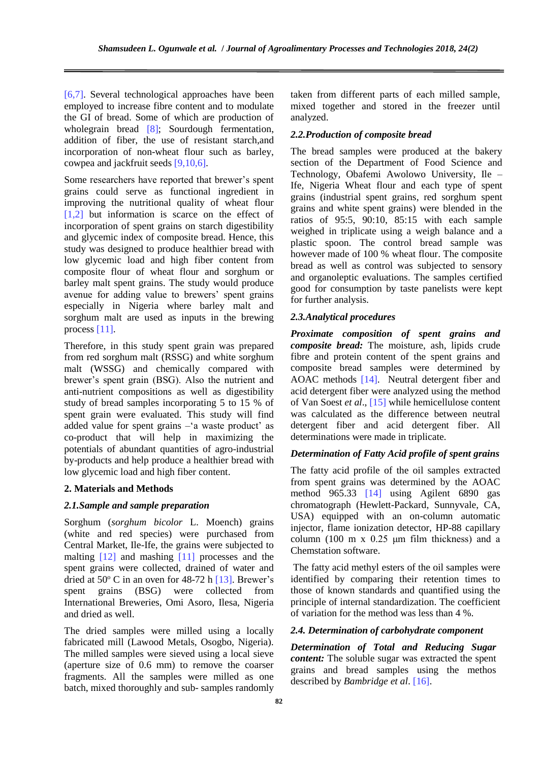[6,7]. Several technological approaches have been employed to increase fibre content and to modulate the GI of bread. Some of which are production of wholegrain bread [8]; Sourdough fermentation, addition of fiber, the use of resistant starch,and incorporation of non-wheat flour such as barley, cowpea and jackfruit seeds [9,10,6].

Some researchers have reported that brewer's spent grains could serve as functional ingredient in improving the nutritional quality of wheat flour [1,2] but information is scarce on the effect of incorporation of spent grains on starch digestibility and glycemic index of composite bread. Hence, this study was designed to produce healthier bread with low glycemic load and high fiber content from composite flour of wheat flour and sorghum or barley malt spent grains. The study would produce avenue for adding value to brewers' spent grains especially in Nigeria where barley malt and sorghum malt are used as inputs in the brewing process [11].

Therefore, in this study spent grain was prepared from red sorghum malt (RSSG) and white sorghum malt (WSSG) and chemically compared with brewer's spent grain (BSG). Also the nutrient and anti-nutrient compositions as well as digestibility study of bread samples incorporating 5 to 15 % of spent grain were evaluated. This study will find added value for spent grains –'a waste product' as co-product that will help in maximizing the potentials of abundant quantities of agro-industrial by-products and help produce a healthier bread with low glycemic load and high fiber content.

## 2. Materials and Methods

### 2.1.Sample and sample preparation

Sorghum (*sorghum bicolor* L. Moench) grains (white and red species) were purchased from Central Market, Ile-Ife, the grains were subjected to malting [12] and mashing [11] processes and the spent grains were collected, drained of water and dried at 50° C in an oven for 48-72 h [13]. Brewer's spent grains (BSG) were collected from International Breweries, Omi Asoro, Ilesa, Nigeria and dried as well.

The dried samples were milled using a locally fabricated mill (Lawood Metals, Osogbo, Nigeria). The milled samples were sieved using a local sieve (aperture size of 0.6 mm) to remove the coarser fragments. All the samples were milled as one batch, mixed thoroughly and sub- samples randomly taken from different parts of each milled sample, mixed together and stored in the freezer until analyzed.

### 2.2.Production of composite bread

The bread samples were produced at the bakery section of the Department of Food Science and Technology, Obafemi Awolowo University, Ile – Ife, Nigeria Wheat flour and each type of spent grains (industrial spent grains, red sorghum spent grains and white spent grains) were blended in the ratios of 95:5, 90:10, 85:15 with each sample weighed in triplicate using a weigh balance and a plastic spoon. The control bread sample was however made of 100 % wheat flour. The composite bread as well as control was subjected to sensory and organoleptic evaluations. The samples certified good for consumption by taste panelists were kept for further analysis.

### 2.3.Analytical procedures

***Proximate composition of spent grains and composite bread:*** The moisture, ash, lipids crude fibre and protein content of the spent grains and composite bread samples were determined by AOAC methods [14]. Neutral detergent fiber and acid detergent fiber were analyzed using the method of Van Soest *et al*., [15] while hemicellulose content was calculated as the difference between neutral detergent fiber and acid detergent fiber. All determinations were made in triplicate.

***Determination of Fatty Acid profile of spent grains***

The fatty acid profile of the oil samples extracted from spent grains was determined by the AOAC method 965.33 [14] using Agilent 6890 gas chromatograph (Hewlett-Packard, Sunnyvale, CA, USA) equipped with an on-column automatic injector, flame ionization detector, HP-88 capillary column (100 m x 0.25 μm film thickness) and a Chemstation software.

The fatty acid methyl esters of the oil samples were identified by comparing their retention times to those of known standards and quantified using the principle of internal standardization. The coefficient of variation for the method was less than 4 %.

### 2.4. Determination of carbohydrate component

***Determination of Total and Reducing Sugar content:*** The soluble sugar was extracted the spent grains and bread samples using the methos described by *Bambridge et al*. [16].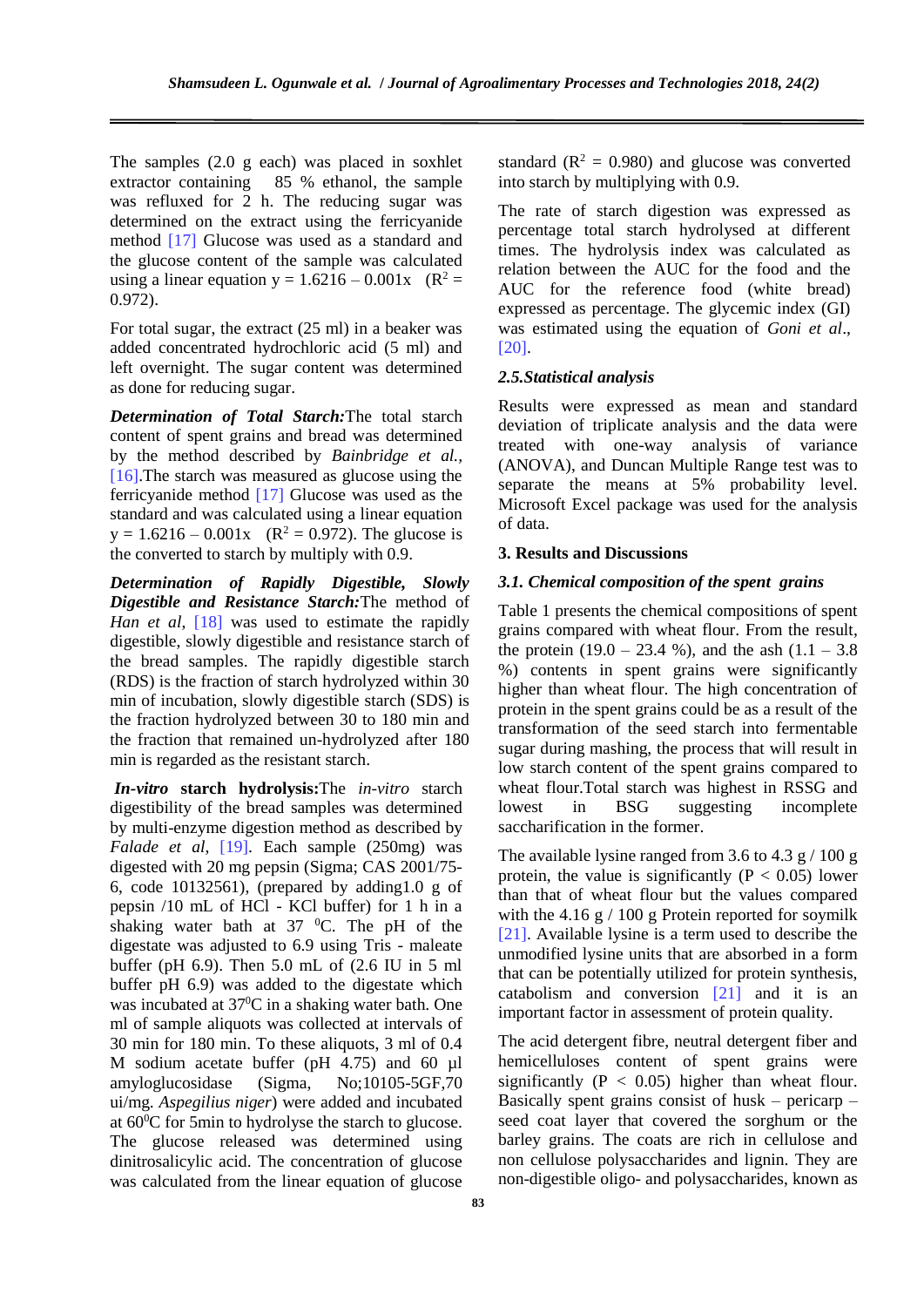The samples (2.0 g each) was placed in soxhlet extractor containing 85 % ethanol, the sample was refluxed for 2 h. The reducing sugar was determined on the extract using the ferricyanide method [17] Glucose was used as a standard and the glucose content of the sample was calculated using a linear equation $y = 1.6216 - 0.001x$ ($R^2 = 0.972$).

For total sugar, the extract (25 ml) in a beaker was added concentrated hydrochloric acid (5 ml) and left overnight. The sugar content was determined as done for reducing sugar.

***Determination of Total Starch:*** The total starch content of spent grains and bread was determined by the method described by *Bainbridge et al.,* [16]. The starch was measured as glucose using the ferricyanide method [17] Glucose was used as the standard and was calculated using a linear equation $y = 1.6216 - 0.001x$ ($R^2 = 0.972$). The glucose is the converted to starch by multiply with 0.9.

***Determination of Rapidly Digestible, Slowly Digestible and Resistance Starch:*** The method of *Han et al*, [18] was used to estimate the rapidly digestible, slowly digestible and resistance starch of the bread samples. The rapidly digestible starch (RDS) is the fraction of starch hydrolyzed within 30 min of incubation, slowly digestible starch (SDS) is the fraction hydrolyzed between 30 to 180 min and the fraction that remained un-hydrolyzed after 180 min is regarded as the resistant starch.

***In-vitro* starch hydrolysis:** The *in-vitro* starch digestibility of the bread samples was determined by multi-enzyme digestion method as described by *Falade et al*, [19]. Each sample (250mg) was digested with 20 mg pepsin (Sigma; CAS 2001/75-6, code 10132561), (prepared by adding1.0 g of pepsin /10 mL of HCl - KCl buffer) for 1 h in a shaking water bath at 37 $^0$C. The pH of the digestate was adjusted to 6.9 using Tris - maleate buffer (pH 6.9). Then 5.0 mL of (2.6 IU in 5 ml buffer pH 6.9) was added to the digestate which was incubated at 37$^0$C in a shaking water bath. One ml of sample aliquots was collected at intervals of 30 min for 180 min. To these aliquots, 3 ml of 0.4 M sodium acetate buffer (pH 4.75) and 60 µl amyloglucosidase (Sigma, No;10105-5GF,70 ui/mg. *Aspegilius niger*) were added and incubated at 60$^0$C for 5min to hydrolyse the starch to glucose. The glucose released was determined using dinitrosalicylic acid. The concentration of glucose was calculated from the linear equation of glucose standard ($R^2 = 0.980$) and glucose was converted into starch by multiplying with 0.9.

The rate of starch digestion was expressed as percentage total starch hydrolysed at different times. The hydrolysis index was calculated as relation between the AUC for the food and the AUC for the reference food (white bread) expressed as percentage. The glycemic index (GI) was estimated using the equation of *Goni et al*., [20].

### *2.5.Statistical analysis*

Results were expressed as mean and standard deviation of triplicate analysis and the data were treated with one-way analysis of variance (ANOVA), and Duncan Multiple Range test was to separate the means at 5% probability level. Microsoft Excel package was used for the analysis of data.

## 3. Results and Discussions

### *3.1. Chemical composition of the spent grains*

Table 1 presents the chemical compositions of spent grains compared with wheat flour. From the result, the protein (19.0 – 23.4 %), and the ash (1.1 – 3.8 %) contents in spent grains were significantly higher than wheat flour. The high concentration of protein in the spent grains could be as a result of the transformation of the seed starch into fermentable sugar during mashing, the process that will result in low starch content of the spent grains compared to wheat flour.Total starch was highest in RSSG and lowest in BSG suggesting incomplete saccharification in the former.

The available lysine ranged from 3.6 to 4.3 g / 100 g protein, the value is significantly ($P < 0.05$) lower than that of wheat flour but the values compared with the 4.16 g / 100 g Protein reported for soymilk [21]. Available lysine is a term used to describe the unmodified lysine units that are absorbed in a form that can be potentially utilized for protein synthesis, catabolism and conversion [21] and it is an important factor in assessment of protein quality.

The acid detergent fibre, neutral detergent fiber and hemicelluloses content of spent grains were significantly ($P < 0.05$) higher than wheat flour. Basically spent grains consist of husk – pericarp – seed coat layer that covered the sorghum or the barley grains. The coats are rich in cellulose and non cellulose polysaccharides and lignin. They are non-digestible oligo- and polysaccharides, known as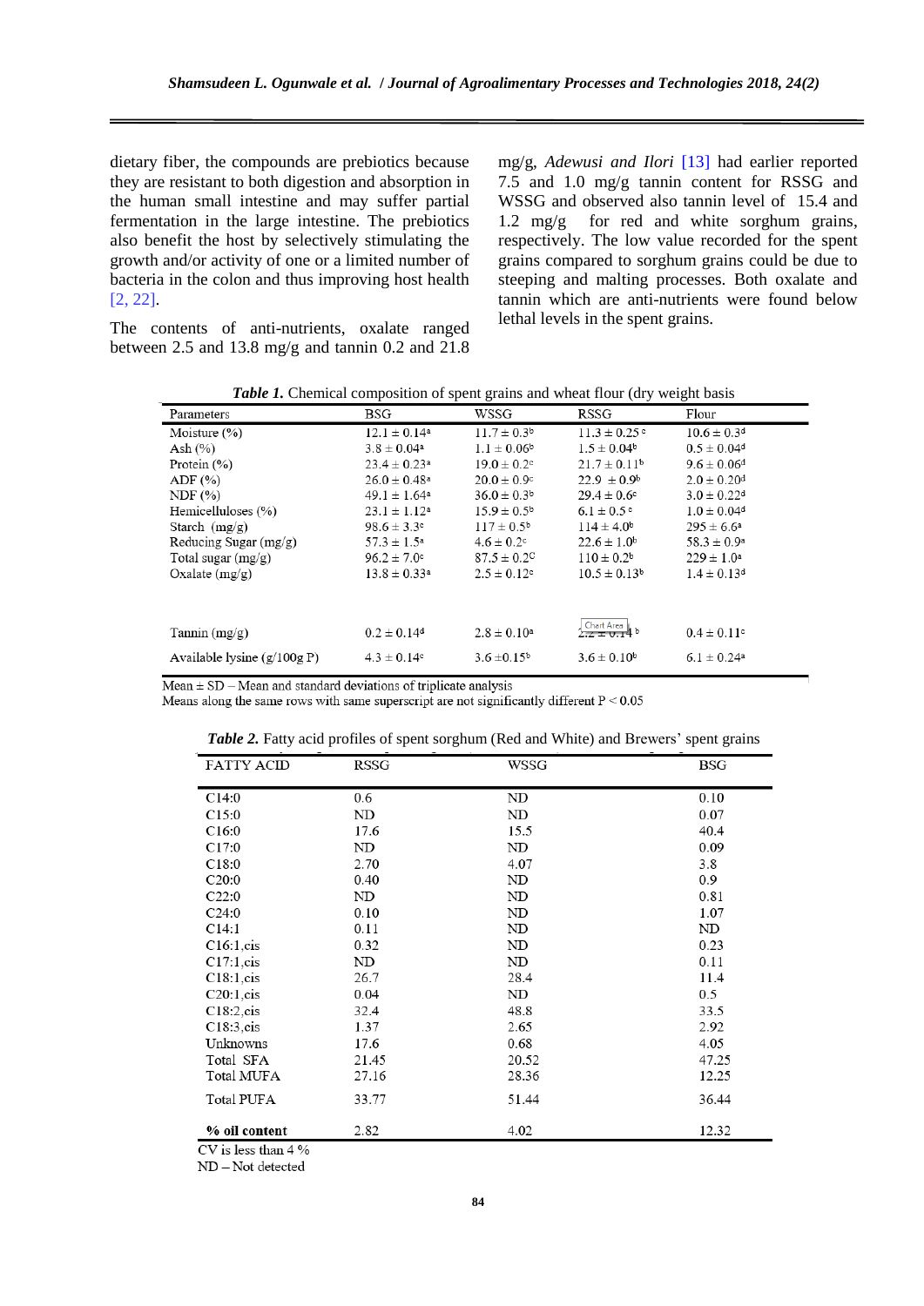dietary fiber, the compounds are prebiotics because they are resistant to both digestion and absorption in the human small intestine and may suffer partial fermentation in the large intestine. The prebiotics also benefit the host by selectively stimulating the growth and/or activity of one or a limited number of bacteria in the colon and thus improving host health [2, 22].

The contents of anti-nutrients, oxalate ranged between 2.5 and 13.8 mg/g and tannin 0.2 and 21.8 mg/g, *Adewusi and Ilori* [13] had earlier reported 7.5 and 1.0 mg/g tannin content for RSSG and WSSG and observed also tannin level of 15.4 and 1.2 mg/g for red and white sorghum grains, respectively. The low value recorded for the spent grains compared to sorghum grains could be due to steeping and malting processes. Both oxalate and tannin which are anti-nutrients were found below lethal levels in the spent grains.

***Table 1.*** Chemical composition of spent grains and wheat flour (dry weight basis

| Parameters | BSG | WSSG | RSSG | Flour |
|---|---|---|---|---|
| Moisture (%) | 12.1 ± 0.14[a] | 11.7 ± 0.3[b] | 11.3 ± 0.25[c] | 10.6 ± 0.3[d] |
| Ash (%) | 3.8 ± 0.04[a] | 1.1 ± 0.06[b] | 1.5 ± 0.04[b] | 0.5 ± 0.04[d] |
| Protein (%) | 23.4 ± 0.23[a] | 19.0 ± 0.2[c] | 21.7 ± 0.11[b] | 9.6 ± 0.06[d] |
| ADF (%) | 26.0 ± 0.48[a] | 20.0 ± 0.9[c] | 22.9 ± 0.9[b] | 2.0 ± 0.20[d] |
| NDF (%) | 49.1 ± 1.64[a] | 36.0 ± 0.3[b] | 29.4 ± 0.6[c] | 3.0 ± 0.22[d] |
| Hemicelluloses (%) | 23.1 ± 1.12[a] | 15.9 ± 0.5[b] | 6.1 ± 0.5[c] | 1.0 ± 0.04[d] |
| Starch (mg/g) | 98.6 ± 3.3[c] | 117 ± 0.5[b] | 114 ± 4.0[b] | 295 ± 6.6[a] |
| Reducing Sugar (mg/g) | 57.3 ± 1.5[a] | 4.6 ± 0.2[c] | 22.6 ± 1.0[b] | 58.3 ± 0.9[a] |
| Total sugar (mg/g) | 96.2 ± 7.0[c] | 87.5 ± 0.2[C] | 110 ± 0.2[b] | 229 ± 1.0[a] |
| Oxalate (mg/g) | 13.8 ± 0.33[a] | 2.5 ± 0.12[c] | 10.5 ± 0.13[b] | 1.4 ± 0.13[d] |
| Tannin (mg/g) | 0.2 ± 0.14[d] | 2.8 ± 0.10[a] | 2.2 ± 0.14[b] | 0.4 ± 0.11[c] |
| Available lysine (g/100g P) | 4.3 ± 0.14[c] | 3.6 ±0.15[b] | 3.6 ± 0.10[b] | 6.1 ± 0.24[a] |

Mean ± SD – Mean and standard deviations of triplicate analysis
Means along the same rows with same superscript are not significantly different P < 0.05

***Table 2.*** Fatty acid profiles of spent sorghum (Red and White) and Brewers' spent grains

| FATTY ACID | RSSG | WSSG | BSG |
|---|---|---|---|
| C14:0 | 0.6 | ND | 0.10 |
| C15:0 | ND | ND | 0.07 |
| C16:0 | 17.6 | 15.5 | 40.4 |
| C17:0 | ND | ND | 0.09 |
| C18:0 | 2.70 | 4.07 | 3.8 |
| C20:0 | 0.40 | ND | 0.9 |
| C22:0 | ND | ND | 0.81 |
| C24:0 | 0.10 | ND | 1.07 |
| C14:1 | 0.11 | ND | ND |
| C16:1,cis | 0.32 | ND | 0.23 |
| C17:1,cis | ND | ND | 0.11 |
| C18:1,cis | 26.7 | 28.4 | 11.4 |
| C20:1,cis | 0.04 | ND | 0.5 |
| C18:2,cis | 32.4 | 48.8 | 33.5 |
| C18:3,cis | 1.37 | 2.65 | 2.92 |
| Unknowns | 17.6 | 0.68 | 4.05 |
| Total SFA | 21.45 | 20.52 | 47.25 |
| Total MUFA | 27.16 | 28.36 | 12.25 |
| Total PUFA | 33.77 | 51.44 | 36.44 |
| **% oil content** | 2.82 | 4.02 | 12.32 |

CV is less than 4 %
ND – Not detected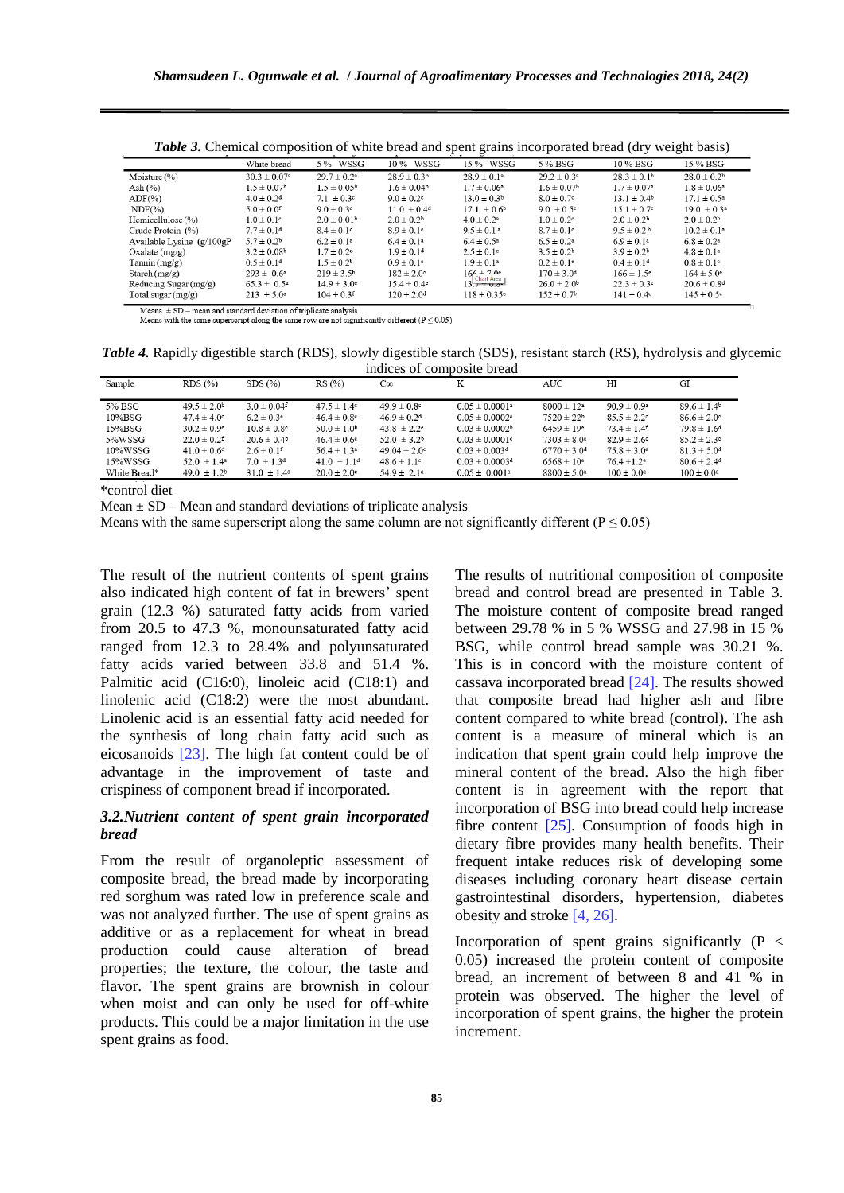***Table 3.*** Chemical composition of white bread and spent grains incorporated bread (dry weight basis)

| | White bread | 5% WSSG | 10% WSSG | 15% WSSG | 5% BSG | 10% BSG | 15% BSG |
|---|---|---|---|---|---|---|---|
| Moisture (%) | 30.3 ± 0.07[a] | 29.7 ± 0.2[a] | 28.9 ± 0.3[b] | 28.9 ± 0.1[a] | 29.2 ± 0.3[a] | 28.3 ± 0.1[b] | 28.0 ± 0.2[b] |
| Ash (%) | 1.5 ± 0.07[b] | 1.5 ± 0.05[b] | 1.6 ± 0.04[b] | 1.7 ± 0.06[a] | 1.6 ± 0.07[b] | 1.7 ± 0.07[a] | 1.8 ± 0.06[a] |
| ADF(%) | 4.0 ± 0.2[d] | 7.1 ± 0.3[c] | 9.0 ± 0.2[c] | 13.0 ± 0.3[b] | 8.0 ± 0.7[c] | 13.1 ± 0.4[b] | 17.1 ± 0.5[a] |
| NDF(%) | 5.0 ± 0.0[f] | 9.0 ± 0.3[e] | 11.0 ± 0.4[d] | 17.1 ± 0.6[b] | 9.0 ± 0.5[e] | 15.1 ± 0.7[c] | 19.0 ± 0.3[a] |
| Hemicellulose (%) | 1.0 ± 0.1[c] | 2.0 ± 0.01[b] | 2.0 ± 0.2[b] | 4.0 ± 0.2[a] | 1.0 ± 0.2[c] | 2.0 ± 0.2[b] | 2.0 ± 0.2[b] |
| Crude Protein (%) | 7.7 ± 0.1[d] | 8.4 ± 0.1[c] | 8.9 ± 0.1[c] | 9.5 ± 0.1[a] | 8.7 ± 0.1[c] | 9.5 ± 0.2[b] | 10.2 ± 0.1[a] |
| Available Lysine (g/100gP | 5.7 ± 0.2[b] | 6.2 ± 0.1[a] | 6.4 ± 0.1[a] | 6.4 ± 0.5[a] | 6.5 ± 0.2[a] | 6.9 ± 0.1[a] | 6.8 ± 0.2[a] |
| Oxalate (mg/g) | 3.2 ± 0.08[b] | 1.7 ± 0.2[d] | 1.9 ± 0.1[d] | 2.5 ± 0.1[c] | 3.5 ± 0.2[b] | 3.9 ± 0.2[b] | 4.8 ± 0.1[a] |
| Tannin (mg/g) | 0.5 ± 0.1[d] | 1.5 ± 0.2[b] | 0.9 ± 0.1[c] | 1.9 ± 0.1[a] | 0.2 ± 0.1[e] | 0.4 ± 0.1[d] | 0.8 ± 0.1[c] |
| Starch (mg/g) | 293 ± 0.6[a] | 219 ± 3.5[b] | 182 ± 2.0[c] | 166 ± 7.0[e] | 170 ± 3.0[d] | 166 ± 1.5[e] | 164 ± 5.0[e] |
| Reducing Sugar (mg/g) | 65.3 ± 0.5[a] | 14.9 ± 3.0[e] | 15.4 ± 0.4[e] | 13.7 ± 0.0[e] | 26.0 ± 2.0[b] | 22.3 ± 0.3[c] | 20.6 ± 0.8[d] |
| Total sugar (mg/g) | 213 ± 5.0[a] | 104 ± 0.3[f] | 120 ± 2.0[d] | 118 ± 0.35[e] | 152 ± 0.7[b] | 141 ± 0.4[c] | 145 ± 0.5[c] |

Means ± SD – mean and standard deviation of triplicate analysis
Means with the same superscript along the same row are not significantly different (P ≤ 0.05)

***Table 4.*** Rapidly digestible starch (RDS), slowly digestible starch (SDS), resistant starch (RS), hydrolysis and glycemic indices of composite bread

| Sample | RDS (%) | SDS (%) | RS (%) | C∞ | K | AUC | HI | GI |
|---|---|---|---|---|---|---|---|---|
| 5% BSG | 49.5 ± 2.0[b] | 3.0 ± 0.04[f] | 47.5 ± 1.4[c] | 49.9 ± 0.8[c] | 0.05 ± 0.0001[a] | 8000 ± 12[a] | 90.9 ± 0.9[a] | 89.6 ± 1.4[b] |
| 10%BSG | 47.4 ± 4.0[c] | 6.2 ± 0.3[e] | 46.4 ± 0.8[c] | 46.9 ± 0.2[d] | 0.05 ± 0.0002[a] | 7520 ± 22[b] | 85.5 ± 2.2[c] | 86.6 ± 2.0[c] |
| 15%BSG | 30.2 ± 0.9[e] | 10.8 ± 0.8[c] | 50.0 ± 1.0[b] | 43.8 ± 2.2[e] | 0.03 ± 0.0002[b] | 6459 ± 19[e] | 73.4 ± 1.4[f] | 79.8 ± 1.6[d] |
| 5%WSSG | 22.0 ± 0.2[f] | 20.6 ± 0.4[b] | 46.4 ± 0.6[c] | 52.0 ± 3.2[b] | 0.03 ± 0.0001[c] | 7303 ± 8.0[c] | 82.9 ± 2.6[d] | 85.2 ± 2.3[c] |
| 10%WSSG | 41.0 ± 0.6[d] | 2.6 ± 0.1[f] | 56.4 ± 1.3[a] | 49.04 ± 2.0[c] | 0.03 ± 0.003[d] | 6770 ± 3.0[d] | 75.8 ± 3.0[e] | 81.3 ± 5.0[d] |
| 15%WSSG | 52.0 ± 1.4[a] | 7.0 ± 1.3[d] | 41.0 ± 1.1[d] | 48.6 ± 1.1[c] | 0.03 ± 0.0003[d] | 6568 ± 10[e] | 76.4 ±1.2[e] | 80.6 ± 2.4[d] |
| White Bread* | 49.0 ± 1.2[b] | 31.0 ± 1.4[a] | 20.0 ± 2.0[e] | 54.9 ± 2.1[a] | 0.05 ± 0.001[a] | 8800 ± 5.0[a] | 100 ± 0.0[a] | 100 ± 0.0[a] |

*control diet
Mean ± SD – Mean and standard deviations of triplicate analysis
Means with the same superscript along the same column are not significantly different (P ≤ 0.05)

The result of the nutrient contents of spent grains also indicated high content of fat in brewers' spent grain (12.3 %) saturated fatty acids from varied from 20.5 to 47.3 %, monounsaturated fatty acid ranged from 12.3 to 28.4% and polyunsaturated fatty acids varied between 33.8 and 51.4 %. Palmitic acid (C16:0), linoleic acid (C18:1) and linolenic acid (C18:2) were the most abundant. Linolenic acid is an essential fatty acid needed for the synthesis of long chain fatty acid such as eicosanoids [23]. The high fat content could be of advantage in the improvement of taste and crispiness of component bread if incorporated.

### 3.2.Nutrient content of spent grain incorporated bread

From the result of organoleptic assessment of composite bread, the bread made by incorporating red sorghum was rated low in preference scale and was not analyzed further. The use of spent grains as additive or as a replacement for wheat in bread production could cause alteration of bread properties; the texture, the colour, the taste and flavor. The spent grains are brownish in colour when moist and can only be used for off-white products. This could be a major limitation in the use spent grains as food.

The results of nutritional composition of composite bread and control bread are presented in Table 3. The moisture content of composite bread ranged between 29.78 % in 5 % WSSG and 27.98 in 15 % BSG, while control bread sample was 30.21 %. This is in concord with the moisture content of cassava incorporated bread [24]. The results showed that composite bread had higher ash and fibre content compared to white bread (control). The ash content is a measure of mineral which is an indication that spent grain could help improve the mineral content of the bread. Also the high fiber content is in agreement with the report that incorporation of BSG into bread could help increase fibre content [25]. Consumption of foods high in dietary fibre provides many health benefits. Their frequent intake reduces risk of developing some diseases including coronary heart disease certain gastrointestinal disorders, hypertension, diabetes obesity and stroke [4, 26].

Incorporation of spent grains significantly (P < 0.05) increased the protein content of composite bread, an increment of between 8 and 41 % in protein was observed. The higher the level of incorporation of spent grains, the higher the protein increment.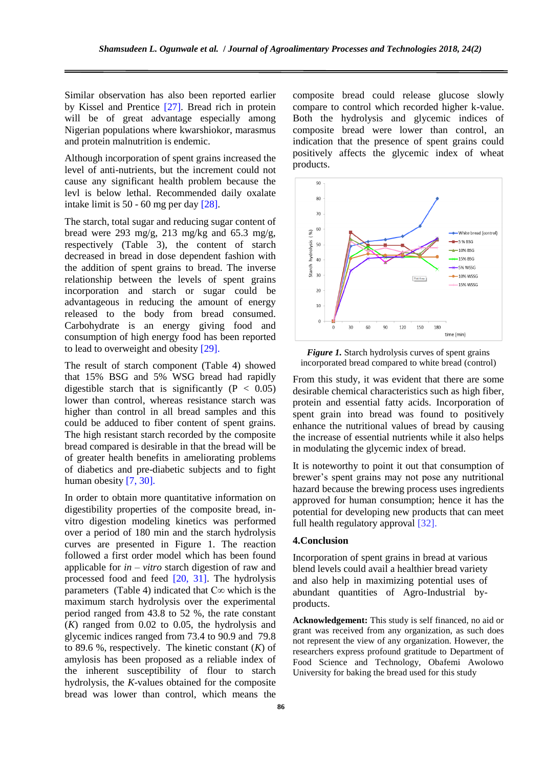Similar observation has also been reported earlier by Kissel and Prentice [27]. Bread rich in protein will be of great advantage especially among Nigerian populations where kwarshiokor, marasmus and protein malnutrition is endemic.

Although incorporation of spent grains increased the level of anti-nutrients, but the increment could not cause any significant health problem because the levl is below lethal. Recommended daily oxalate intake limit is 50 - 60 mg per day [28].

The starch, total sugar and reducing sugar content of bread were 293 mg/g, 213 mg/kg and 65.3 mg/g, respectively (Table 3), the content of starch decreased in bread in dose dependent fashion with the addition of spent grains to bread. The inverse relationship between the levels of spent grains incorporation and starch or sugar could be advantageous in reducing the amount of energy released to the body from bread consumed. Carbohydrate is an energy giving food and consumption of high energy food has been reported to lead to overweight and obesity [29].

The result of starch component (Table 4) showed that 15% BSG and 5% WSG bread had rapidly digestible starch that is significantly ($P < 0.05$) lower than control, whereas resistance starch was higher than control in all bread samples and this could be adduced to fiber content of spent grains. The high resistant starch recorded by the composite bread compared is desirable in that the bread will be of greater health benefits in ameliorating problems of diabetics and pre-diabetic subjects and to fight human obesity [7, 30].

In order to obtain more quantitative information on digestibility properties of the composite bread, in-vitro digestion modeling kinetics was performed over a period of 180 min and the starch hydrolysis curves are presented in Figure 1. The reaction followed a first order model which has been found applicable for *in – vitro* starch digestion of raw and processed food and feed [20, 31]. The hydrolysis parameters (Table 4) indicated that $C_\infty$ which is the maximum starch hydrolysis over the experimental period ranged from 43.8 to 52 %, the rate constant ($K$) ranged from 0.02 to 0.05, the hydrolysis and glycemic indices ranged from 73.4 to 90.9 and 79.8 to 89.6 %, respectively. The kinetic constant ($K$) of amylosis has been proposed as a reliable index of the inherent susceptibility of flour to starch hydrolysis, the $K$-values obtained for the composite bread was lower than control, which means the composite bread could release glucose slowly compare to control which recorded higher k-value. Both the hydrolysis and glycemic indices of composite bread were lower than control, an indication that the presence of spent grains could positively affects the glycemic index of wheat products.

***Figure 1.*** Starch hydrolysis curves of spent grains incorporated bread compared to white bread (control)

From this study, it was evident that there are some desirable chemical characteristics such as high fiber, protein and essential fatty acids. Incorporation of spent grain into bread was found to positively enhance the nutritional values of bread by causing the increase of essential nutrients while it also helps in modulating the glycemic index of bread.

It is noteworthy to point it out that consumption of brewer's spent grains may not pose any nutritional hazard because the brewing process uses ingredients approved for human consumption; hence it has the potential for developing new products that can meet full health regulatory approval [32].

## 4.Conclusion

Incorporation of spent grains in bread at various blend levels could avail a healthier bread variety and also help in maximizing potential uses of abundant quantities of Agro-Industrial by-products.

**Acknowledgement:** This study is self financed, no aid or grant was received from any organization, as such does not represent the view of any organization. However, the researchers express profound gratitude to Department of Food Science and Technology, Obafemi Awolowo University for baking the bread used for this study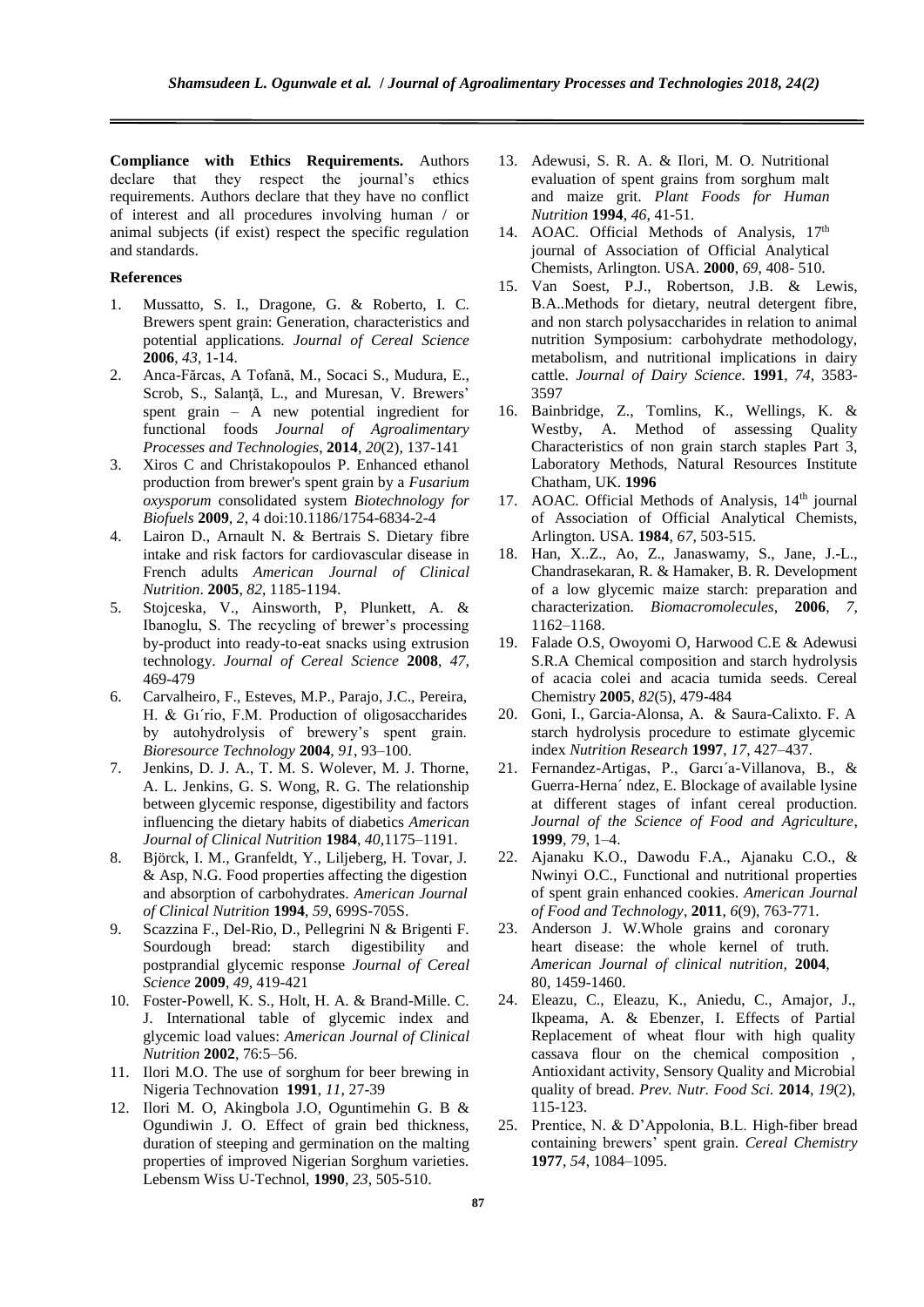**Compliance with Ethics Requirements.** Authors declare that they respect the journal's ethics requirements. Authors declare that they have no conflict of interest and all procedures involving human / or animal subjects (if exist) respect the specific regulation and standards.

**References**

1. Mussatto, S. I., Dragone, G. & Roberto, I. C. Brewers spent grain: Generation, characteristics and potential applications. *Journal of Cereal Science* **2006**, *43*, 1-14.
2. Anca-Fărcas, A Tofană, M., Socaci S., Mudura, E., Scrob, S., Salanţă, L., and Muresan, V. Brewers' spent grain – A new potential ingredient for functional foods *Journal of Agroalimentary Processes and Technologies*, **2014**, *20*(2), 137-141
3. Xiros C and Christakopoulos P. Enhanced ethanol production from brewer's spent grain by a *Fusarium oxysporum* consolidated system *Biotechnology for Biofuels* **2009**, *2*, 4 doi:10.1186/1754-6834-2-4
4. Lairon D., Arnault N. & Bertrais S. Dietary fibre intake and risk factors for cardiovascular disease in French adults *American Journal of Clinical Nutrition*. **2005**, *82*, 1185-1194.
5. Stojceska, V., Ainsworth, P, Plunkett, A. & Ibanoglu, S. The recycling of brewer's processing by-product into ready-to-eat snacks using extrusion technology. *Journal of Cereal Science* **2008**, *47*, 469-479
6. Carvalheiro, F., Esteves, M.P., Parajo, J.C., Pereira, H. & Gı´rio, F.M. Production of oligosaccharides by autohydrolysis of brewery's spent grain. *Bioresource Technology* **2004**, *91*, 93–100.
7. Jenkins, D. J. A., T. M. S. Wolever, M. J. Thorne, A. L. Jenkins, G. S. Wong, R. G. The relationship between glycemic response, digestibility and factors influencing the dietary habits of diabetics *American Journal of Clinical Nutrition* **1984**, *40*,1175–1191.
8. Björck, I. M., Granfeldt, Y., Liljeberg, H. Tovar, J. & Asp, N.G. Food properties affecting the digestion and absorption of carbohydrates. *American Journal of Clinical Nutrition* **1994**, *59*, 699S-705S.
9. Scazzina F., Del-Rio, D., Pellegrini N & Brigenti F. Sourdough bread: starch digestibility and postprandial glycemic response *Journal of Cereal Science* **2009**, *49*, 419-421
10. Foster-Powell, K. S., Holt, H. A. & Brand-Mille. C. J. International table of glycemic index and glycemic load values: *American Journal of Clinical Nutrition* **2002**, 76:5–56.
11. Ilori M.O. The use of sorghum for beer brewing in Nigeria Technovation **1991**, *11*, 27-39
12. Ilori M. O, Akingbola J.O, Oguntimehin G. B & Ogundiwin J. O. Effect of grain bed thickness, duration of steeping and germination on the malting properties of improved Nigerian Sorghum varieties. Lebensm Wiss U-Technol, **1990**, *23*, 505-510.
13. Adewusi, S. R. A. & Ilori, M. O. Nutritional evaluation of spent grains from sorghum malt and maize grit. *Plant Foods for Human Nutrition* **1994**, *46*, 41-51.
14. AOAC. Official Methods of Analysis, 17th journal of Association of Official Analytical Chemists, Arlington. USA. **2000**, *69*, 408- 510.
15. Van Soest, P.J., Robertson, J.B. & Lewis, B.A..Methods for dietary, neutral detergent fibre, and non starch polysaccharides in relation to animal nutrition Symposium: carbohydrate methodology, metabolism, and nutritional implications in dairy cattle. *Journal of Dairy Science.* **1991**, *74*, 3583-3597
16. Bainbridge, Z., Tomlins, K., Wellings, K. & Westby, A. Method of assessing Quality Characteristics of non grain starch staples Part 3, Laboratory Methods, Natural Resources Institute Chatham, UK. **1996**
17. AOAC. Official Methods of Analysis, 14th journal of Association of Official Analytical Chemists, Arlington. USA. **1984**, *67*, 503-515.
18. Han, X..Z., Ao, Z., Janaswamy, S., Jane, J.-L., Chandrasekaran, R. & Hamaker, B. R. Development of a low glycemic maize starch: preparation and characterization. *Biomacromolecules,* **2006**, *7*, 1162–1168.
19. Falade O.S, Owoyomi O, Harwood C.E & Adewusi S.R.A Chemical composition and starch hydrolysis of acacia colei and acacia tumida seeds. Cereal Chemistry **2005**, *82*(5), 479-484
20. Goni, I., Garcia-Alonsa, A. & Saura-Calixto. F. A starch hydrolysis procedure to estimate glycemic index *Nutrition Research* **1997**, *17*, 427–437.
21. Fernandez-Artigas, P., Garcı´a-Villanova, B., & Guerra-Herna´ ndez, E. Blockage of available lysine at different stages of infant cereal production. *Journal of the Science of Food and Agriculture*, **1999**, *79*, 1–4.
22. Ajanaku K.O., Dawodu F.A., Ajanaku C.O., & Nwinyi O.C., Functional and nutritional properties of spent grain enhanced cookies. *American Journal of Food and Technology*, **2011**, *6*(9), 763-771.
23. Anderson J. W.Whole grains and coronary heart disease: the whole kernel of truth. *American Journal of clinical nutrition,* **2004**, 80, 1459-1460.
24. Eleazu, C., Eleazu, K., Aniedu, C., Amajor, J., Ikpeama, A. & Ebenzer, I. Effects of Partial Replacement of wheat flour with high quality cassava flour on the chemical composition , Antioxidant activity, Sensory Quality and Microbial quality of bread. *Prev. Nutr. Food Sci.* **2014**, *19*(2), 115-123.
25. Prentice, N. & D'Appolonia, B.L. High-fiber bread containing brewers' spent grain. *Cereal Chemistry* **1977**, *54*, 1084–1095.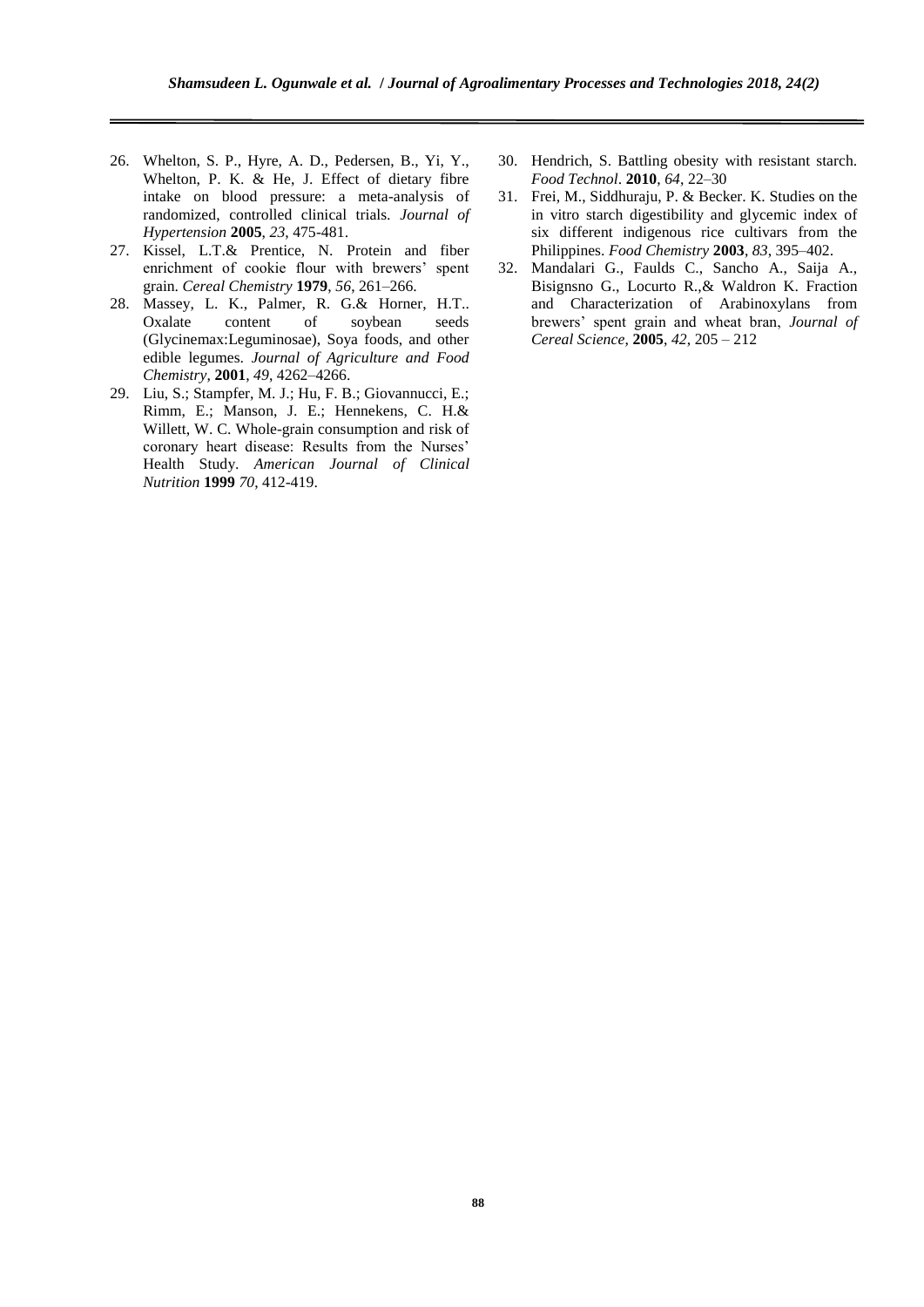26. Whelton, S. P., Hyre, A. D., Pedersen, B., Yi, Y., Whelton, P. K. & He, J. Effect of dietary fibre intake on blood pressure: a meta-analysis of randomized, controlled clinical trials. *Journal of Hypertension* **2005**, *23*, 475-481.
27. Kissel, L.T.& Prentice, N. Protein and fiber enrichment of cookie flour with brewers' spent grain. *Cereal Chemistry* **1979**, *56*, 261–266.
28. Massey, L. K., Palmer, R. G.& Horner, H.T.. Oxalate content of soybean seeds (Glycinemax:Leguminosae), Soya foods, and other edible legumes. *Journal of Agriculture and Food Chemistry*, **2001**, *49*, 4262–4266.
29. Liu, S.; Stampfer, M. J.; Hu, F. B.; Giovannucci, E.; Rimm, E.; Manson, J. E.; Hennekens, C. H.& Willett, W. C. Whole-grain consumption and risk of coronary heart disease: Results from the Nurses' Health Study. *American Journal of Clinical Nutrition* **1999** *70*, 412-419.
30. Hendrich, S. Battling obesity with resistant starch. *Food Technol*. **2010**, *64*, 22–30
31. Frei, M., Siddhuraju, P. & Becker. K. Studies on the in vitro starch digestibility and glycemic index of six different indigenous rice cultivars from the Philippines. *Food Chemistry* **2003**, *83*, 395–402.
32. Mandalari G., Faulds C., Sancho A., Saija A., Bisignsno G., Locurto R.,& Waldron K. Fraction and Characterization of Arabinoxylans from brewers' spent grain and wheat bran, *Journal of Cereal Science*, **2005**, *42*, 205 – 212